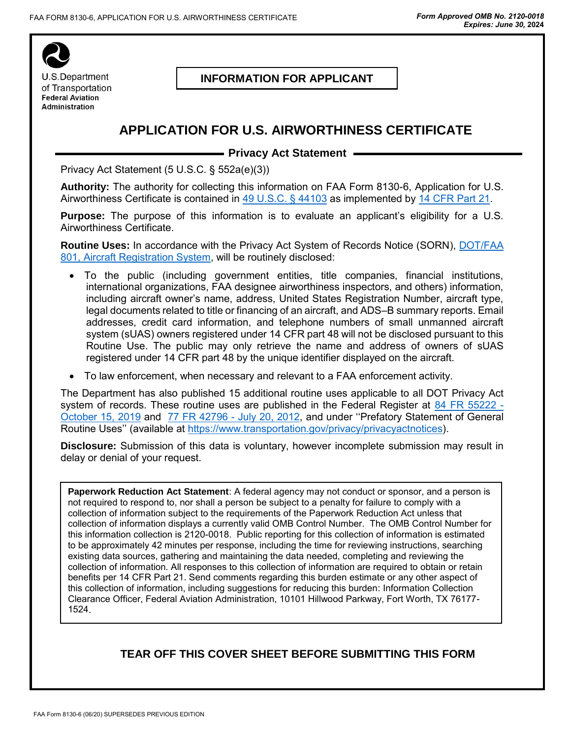U.S. Department of Transportation
**Federal Aviation Administration**

**INFORMATION FOR APPLICANT**

# APPLICATION FOR U.S. AIRWORTHINESS CERTIFICATE

## Privacy Act Statement

Privacy Act Statement (5 U.S.C. § 552a(e)(3))

**Authority:** The authority for collecting this information on FAA Form 8130-6, Application for U.S. Airworthiness Certificate is contained in 49 U.S.C. § 44103 as implemented by 14 CFR Part 21.

**Purpose:** The purpose of this information is to evaluate an applicant's eligibility for a U.S. Airworthiness Certificate.

**Routine Uses:** In accordance with the Privacy Act System of Records Notice (SORN), DOT/FAA 801, Aircraft Registration System, will be routinely disclosed:

- To the public (including government entities, title companies, financial institutions, international organizations, FAA designee airworthiness inspectors, and others) information, including aircraft owner's name, address, United States Registration Number, aircraft type, legal documents related to title or financing of an aircraft, and ADS–B summary reports. Email addresses, credit card information, and telephone numbers of small unmanned aircraft system (sUAS) owners registered under 14 CFR part 48 will not be disclosed pursuant to this Routine Use. The public may only retrieve the name and address of owners of sUAS registered under 14 CFR part 48 by the unique identifier displayed on the aircraft.
- To law enforcement, when necessary and relevant to a FAA enforcement activity.

The Department has also published 15 additional routine uses applicable to all DOT Privacy Act system of records. These routine uses are published in the Federal Register at 84 FR 55222 - October 15, 2019 and 77 FR 42796 - July 20, 2012, and under ''Prefatory Statement of General Routine Uses'' (available at https://www.transportation.gov/privacy/privacyactnotices).

**Disclosure:** Submission of this data is voluntary, however incomplete submission may result in delay or denial of your request.

**Paperwork Reduction Act Statement**: A federal agency may not conduct or sponsor, and a person is not required to respond to, nor shall a person be subject to a penalty for failure to comply with a collection of information subject to the requirements of the Paperwork Reduction Act unless that collection of information displays a currently valid OMB Control Number. The OMB Control Number for this information collection is 2120-0018. Public reporting for this collection of information is estimated to be approximately 42 minutes per response, including the time for reviewing instructions, searching existing data sources, gathering and maintaining the data needed, completing and reviewing the collection of information. All responses to this collection of information are required to obtain or retain benefits per 14 CFR Part 21. Send comments regarding this burden estimate or any other aspect of this collection of information, including suggestions for reducing this burden: Information Collection Clearance Officer, Federal Aviation Administration, 10101 Hillwood Parkway, Fort Worth, TX 76177-1524.

**TEAR OFF THIS COVER SHEET BEFORE SUBMITTING THIS FORM**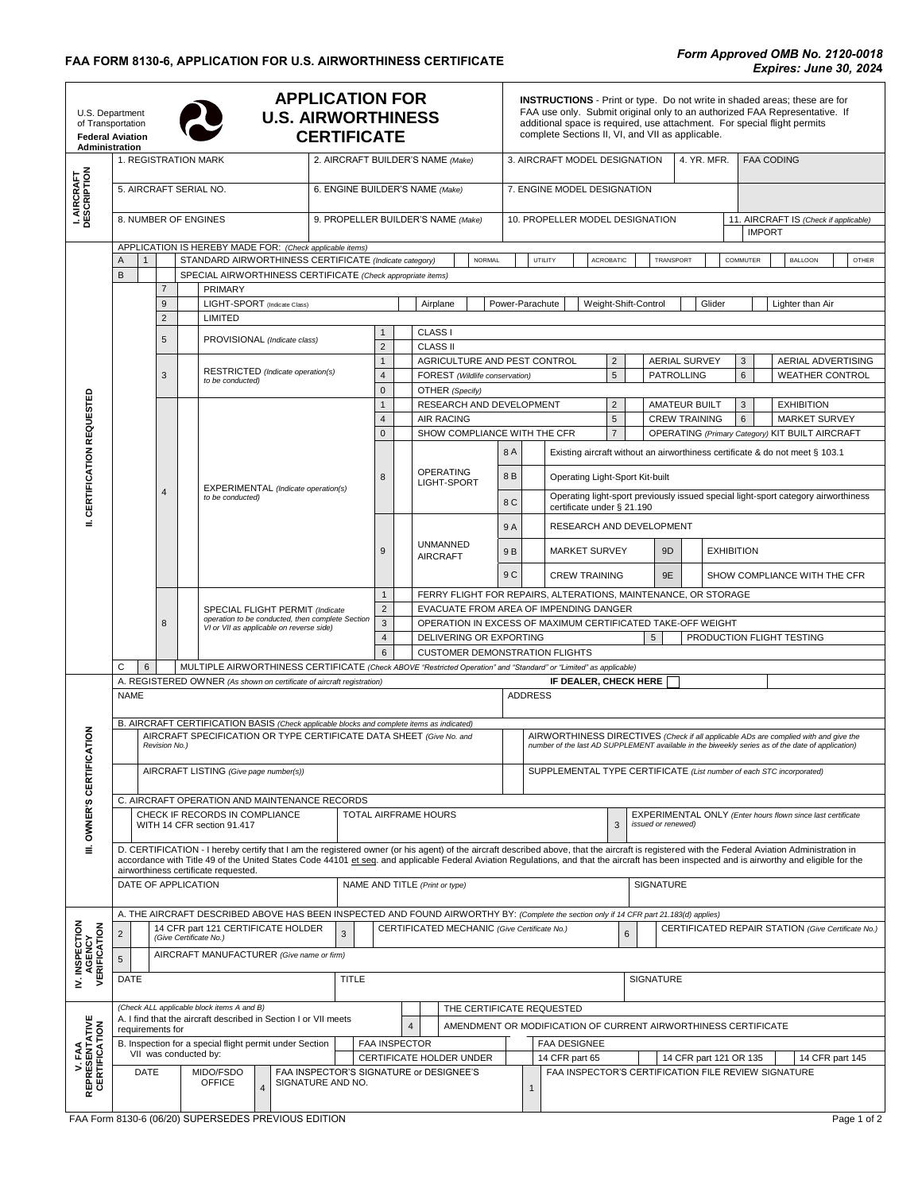**FAA FORM 8130-6, APPLICATION FOR U.S. AIRWORTHINESS CERTIFICATE**

*Form Approved OMB No. 2120-0018*
***Expires: June 30, 2024***

U.S. Department of Transportation
**Federal Aviation Administration**

# APPLICATION FOR U.S. AIRWORTHINESS CERTIFICATE

**INSTRUCTIONS** - Print or type. Do not write in shaded areas; these are for FAA use only. Submit original only to an authorized FAA Representative. If additional space is required, use attachment. For special flight permits complete Sections II, VI, and VII as applicable.

## I. AIRCRAFT DESCRIPTION

| 1. REGISTRATION MARK | 2. AIRCRAFT BUILDER'S NAME *(Make)* | 3. AIRCRAFT MODEL DESIGNATION | 4. YR. MFR. | FAA CODING |
|---|---|---|---|---|
| 5. AIRCRAFT SERIAL NO. | 6. ENGINE BUILDER'S NAME *(Make)* | 7. ENGINE MODEL DESIGNATION | | |
| 8. NUMBER OF ENGINES | 9. PROPELLER BUILDER'S NAME *(Make)* | 10. PROPELLER MODEL DESIGNATION | 11. AIRCRAFT IS *(Check if applicable)* IMPORT | |

## II. CERTIFICATION REQUESTED

APPLICATION IS HEREBY MADE FOR: *(Check applicable items)*

- **A** 1 STANDARD AIRWORTHINESS CERTIFICATE *(Indicate category)*: NORMAL / UTILITY / ACROBATIC / TRANSPORT / COMMUTER / BALLOON / OTHER
- **B** SPECIAL AIRWORTHINESS CERTIFICATE *(Check appropriate items)*
  - 7 PRIMARY
  - 9 LIGHT-SPORT *(Indicate Class)*: Airplane / Power-Parachute / Weight-Shift-Control / Glider / Lighter than Air
  - 2 LIMITED
  - 5 PROVISIONAL *(Indicate class)*
    - 1 CLASS I
    - 2 CLASS II
  - 3 RESTRICTED *(Indicate operation(s) to be conducted)*
    - 1 AGRICULTURE AND PEST CONTROL
    - 2 AERIAL SURVEY
    - 3 AERIAL ADVERTISING
    - 4 FOREST *(Wildlife conservation)*
    - 5 PATROLLING
    - 6 WEATHER CONTROL
    - 0 OTHER *(Specify)*
  - 4 EXPERIMENTAL *(Indicate operation(s) to be conducted)*
    - 1 RESEARCH AND DEVELOPMENT
    - 2 AMATEUR BUILT
    - 3 EXHIBITION
    - 4 AIR RACING
    - 5 CREW TRAINING
    - 6 MARKET SURVEY
    - 0 SHOW COMPLIANCE WITH THE CFR
    - 7 OPERATING *(Primary Category)* KIT BUILT AIRCRAFT
    - 8 OPERATING LIGHT-SPORT
      - 8A Existing aircraft without an airworthiness certificate & do not meet § 103.1
      - 8B Operating Light-Sport Kit-built
      - 8C Operating light-sport previously issued special light-sport category airworthiness certificate under § 21.190
    - 9 UNMANNED AIRCRAFT
      - 9A RESEARCH AND DEVELOPMENT
      - 9B MARKET SURVEY
      - 9C CREW TRAINING
      - 9D EXHIBITION
      - 9E SHOW COMPLIANCE WITH THE CFR
  - 8 SPECIAL FLIGHT PERMIT *(Indicate operation to be conducted, then complete Section VI or VII as applicable on reverse side)*
    - 1 FERRY FLIGHT FOR REPAIRS, ALTERATIONS, MAINTENANCE, OR STORAGE
    - 2 EVACUATE FROM AREA OF IMPENDING DANGER
    - 3 OPERATION IN EXCESS OF MAXIMUM CERTIFICATED TAKE-OFF WEIGHT
    - 4 DELIVERING OR EXPORTING
    - 5 PRODUCTION FLIGHT TESTING
    - 6 CUSTOMER DEMONSTRATION FLIGHTS
- **C** 6 MULTIPLE AIRWORTHINESS CERTIFICATE *(Check ABOVE "Restricted Operation" and "Standard" or "Limited" as applicable)*

## III. OWNER'S CERTIFICATION

A. REGISTERED OWNER *(As shown on certificate of aircraft registration)* — **IF DEALER, CHECK HERE** ☐

| NAME | ADDRESS |
|---|---|

B. AIRCRAFT CERTIFICATION BASIS *(Check applicable blocks and complete items as indicated)*

| AIRCRAFT SPECIFICATION OR TYPE CERTIFICATE DATA SHEET *(Give No. and Revision No.)* | AIRWORTHINESS DIRECTIVES *(Check if all applicable ADs are complied with and give the number of the last AD SUPPLEMENT available in the biweekly series as of the date of application)* |
|---|---|
| AIRCRAFT LISTING *(Give page number(s))* | SUPPLEMENTAL TYPE CERTIFICATE *(List number of each STC incorporated)* |

C. AIRCRAFT OPERATION AND MAINTENANCE RECORDS

| CHECK IF RECORDS IN COMPLIANCE WITH 14 CFR section 91.417 | TOTAL AIRFRAME HOURS | 3 EXPERIMENTAL ONLY *(Enter hours flown since last certificate issued or renewed)* |
|---|---|---|

D. CERTIFICATION - I hereby certify that I am the registered owner (or his agent) of the aircraft described above, that the aircraft is registered with the Federal Aviation Administration in accordance with Title 49 of the United States Code 44101 et seq. and applicable Federal Aviation Regulations, and that the aircraft has been inspected and is airworthy and eligible for the airworthiness certificate requested.

| DATE OF APPLICATION | NAME AND TITLE *(Print or type)* | SIGNATURE |
|---|---|---|

## IV. INSPECTION AGENCY VERIFICATION

A. THE AIRCRAFT DESCRIBED ABOVE HAS BEEN INSPECTED AND FOUND AIRWORTHY BY: *(Complete the section only if 14 CFR part 21.183(d) applies)*

- 2 14 CFR part 121 CERTIFICATE HOLDER *(Give Certificate No.)*
- 3 CERTIFICATED MECHANIC *(Give Certificate No.)*
- 6 CERTIFICATED REPAIR STATION *(Give Certificate No.)*
- 5 AIRCRAFT MANUFACTURER *(Give name or firm)*

| DATE | TITLE | SIGNATURE |
|---|---|---|

## V. FAA REPRESENTATIVE CERTIFICATION

*(Check ALL applicable block items A and B)*

A. I find that the aircraft described in Section I or VII meets requirements for — THE CERTIFICATE REQUESTED; 4 AMENDMENT OR MODIFICATION OF CURRENT AIRWORTHINESS CERTIFICATE

B. Inspection for a special flight permit under Section VII was conducted by: FAA INSPECTOR / FAA DESIGNEE / CERTIFICATE HOLDER UNDER: 14 CFR part 65 / 14 CFR part 121 OR 135 / 14 CFR part 145

| DATE | MIDO/FSDO OFFICE | 4 FAA INSPECTOR'S SIGNATURE or DESIGNEE'S SIGNATURE AND NO. | 1 FAA INSPECTOR'S CERTIFICATION FILE REVIEW SIGNATURE |
|---|---|---|---|

FAA Form 8130-6 (06/20) SUPERSEDES PREVIOUS EDITION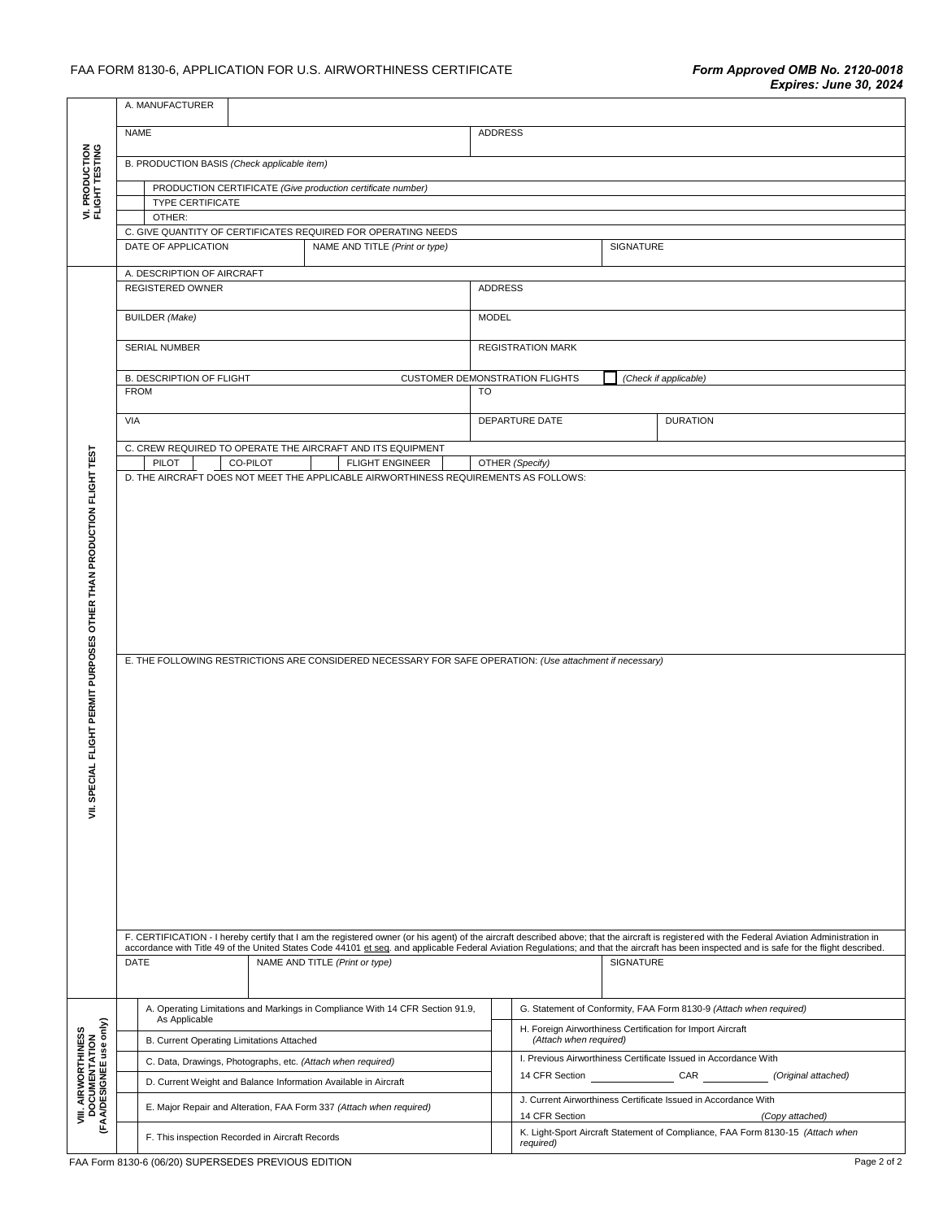FAA FORM 8130-6, APPLICATION FOR U.S. AIRWORTHINESS CERTIFICATE

***Form Approved OMB No. 2120-0018***
***Expires: June 30, 2024***

## VI. PRODUCTION FLIGHT TESTING

| | | | |
|---|---|---|---|
| A. MANUFACTURER | | | |
| NAME | | ADDRESS | |
| B. PRODUCTION BASIS *(Check applicable item)* | | | |
| ☐ PRODUCTION CERTIFICATE *(Give production certificate number)* | | | |
| ☐ TYPE CERTIFICATE | | | |
| ☐ OTHER: | | | |
| C. GIVE QUANTITY OF CERTIFICATES REQUIRED FOR OPERATING NEEDS | | | |
| DATE OF APPLICATION | NAME AND TITLE *(Print or type)* | | SIGNATURE |

## VII. SPECIAL FLIGHT PERMIT PURPOSES OTHER THAN PRODUCTION FLIGHT TEST

| | | | |
|---|---|---|---|
| A. DESCRIPTION OF AIRCRAFT | | | |
| REGISTERED OWNER | | ADDRESS | |
| BUILDER *(Make)* | | MODEL | |
| SERIAL NUMBER | | REGISTRATION MARK | |
| B. DESCRIPTION OF FLIGHT | | CUSTOMER DEMONSTRATION FLIGHTS ☐ *(Check if applicable)* | |
| FROM | | TO | |
| VIA | | DEPARTURE DATE | DURATION |
| C. CREW REQUIRED TO OPERATE THE AIRCRAFT AND ITS EQUIPMENT | | | |
| PILOT | CO-PILOT | FLIGHT ENGINEER | OTHER *(Specify)* |

D. THE AIRCRAFT DOES NOT MEET THE APPLICABLE AIRWORTHINESS REQUIREMENTS AS FOLLOWS:

E. THE FOLLOWING RESTRICTIONS ARE CONSIDERED NECESSARY FOR SAFE OPERATION: *(Use attachment if necessary)*

F. CERTIFICATION - I hereby certify that I am the registered owner (or his agent) of the aircraft described above; that the aircraft is registered with the Federal Aviation Administration in accordance with Title 49 of the United States Code 44101 et seq. and applicable Federal Aviation Regulations; and that the aircraft has been inspected and is safe for the flight described.

| | | |
|---|---|---|
| DATE | NAME AND TITLE *(Print or type)* | SIGNATURE |

## VIII. AIRWORTHINESS DOCUMENTATION (FAA/DESIGNEE use only)

| | | | |
|---|---|---|---|
| ☐ | A. Operating Limitations and Markings in Compliance With 14 CFR Section 91.9, As Applicable | ☐ | G. Statement of Conformity, FAA Form 8130-9 *(Attach when required)* |
| ☐ | B. Current Operating Limitations Attached | ☐ | H. Foreign Airworthiness Certification for Import Aircraft *(Attach when required)* |
| ☐ | C. Data, Drawings, Photographs, etc. *(Attach when required)* | ☐ | I. Previous Airworthiness Certificate Issued in Accordance With 14 CFR Section ________ CAR ________ *(Original attached)* |
| ☐ | D. Current Weight and Balance Information Available in Aircraft | | |
| ☐ | E. Major Repair and Alteration, FAA Form 337 *(Attach when required)* | ☐ | J. Current Airworthiness Certificate Issued in Accordance With 14 CFR Section ________ *(Copy attached)* |
| ☐ | F. This inspection Recorded in Aircraft Records | ☐ | K. Light-Sport Aircraft Statement of Compliance, FAA Form 8130-15 *(Attach when required)* |

FAA Form 8130-6 (06/20) SUPERSEDES PREVIOUS EDITION